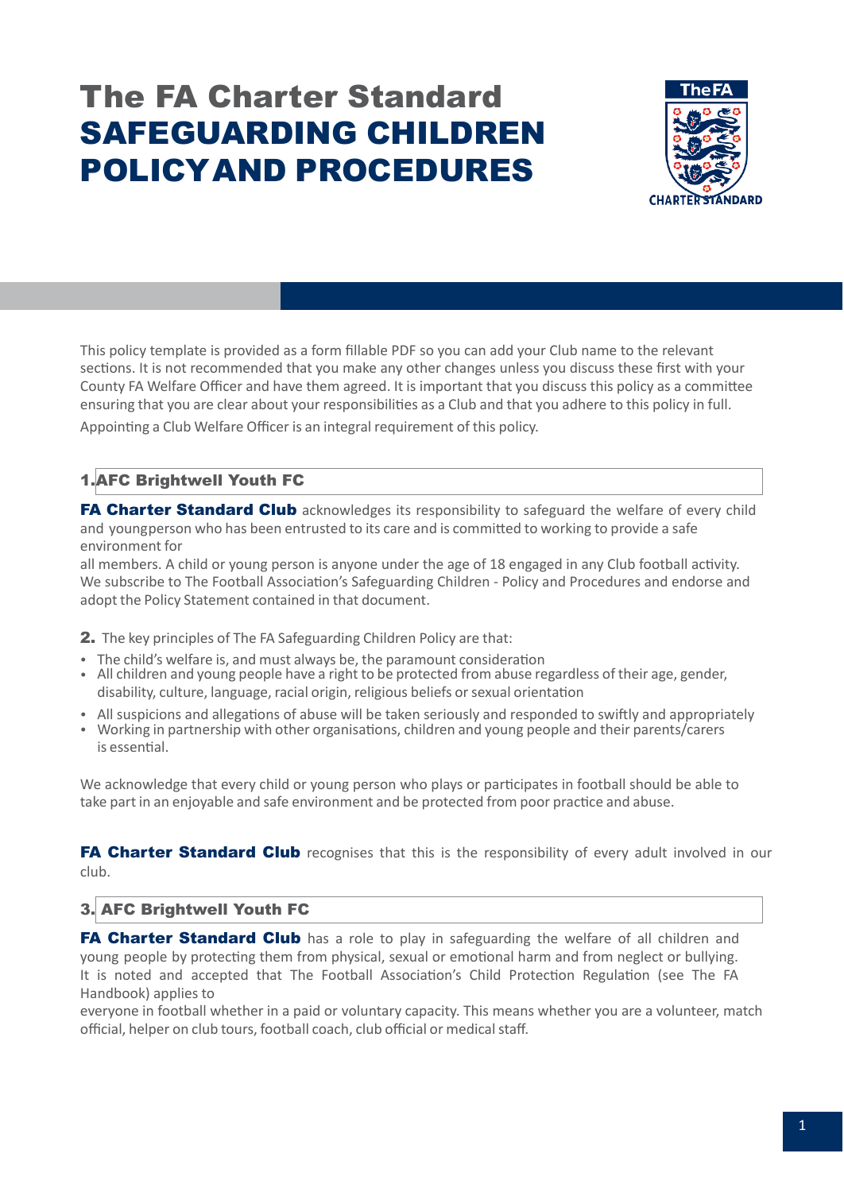# The FA Charter Standard
# SAFEGUARDING CHILDREN POLICY AND PROCEDURES

This policy template is provided as a form fillable PDF so you can add your Club name to the relevant sections. It is not recommended that you make any other changes unless you discuss these first with your County FA Welfare Officer and have them agreed. It is important that you discuss this policy as a committee ensuring that you are clear about your responsibilities as a Club and that you adhere to this policy in full.

Appointing a Club Welfare Officer is an integral requirement of this policy.

**1. AFC Brightwell Youth FC**

**FA Charter Standard Club** acknowledges its responsibility to safeguard the welfare of every child and youngperson who has been entrusted to its care and is committed to working to provide a safe environment for
all members. A child or young person is anyone under the age of 18 engaged in any Club football activity. We subscribe to The Football Association's Safeguarding Children - Policy and Procedures and endorse and adopt the Policy Statement contained in that document.

**2.** The key principles of The FA Safeguarding Children Policy are that:

- The child's welfare is, and must always be, the paramount consideration
- All children and young people have a right to be protected from abuse regardless of their age, gender, disability, culture, language, racial origin, religious beliefs or sexual orientation
- All suspicions and allegations of abuse will be taken seriously and responded to swiftly and appropriately
- Working in partnership with other organisations, children and young people and their parents/carers is essential.

We acknowledge that every child or young person who plays or participates in football should be able to take part in an enjoyable and safe environment and be protected from poor practice and abuse.

**FA Charter Standard Club** recognises that this is the responsibility of every adult involved in our club.

**3. AFC Brightwell Youth FC**

**FA Charter Standard Club** has a role to play in safeguarding the welfare of all children and young people by protecting them from physical, sexual or emotional harm and from neglect or bullying. It is noted and accepted that The Football Association's Child Protection Regulation (see The FA Handbook) applies to
everyone in football whether in a paid or voluntary capacity. This means whether you are a volunteer, match official, helper on club tours, football coach, club official or medical staff.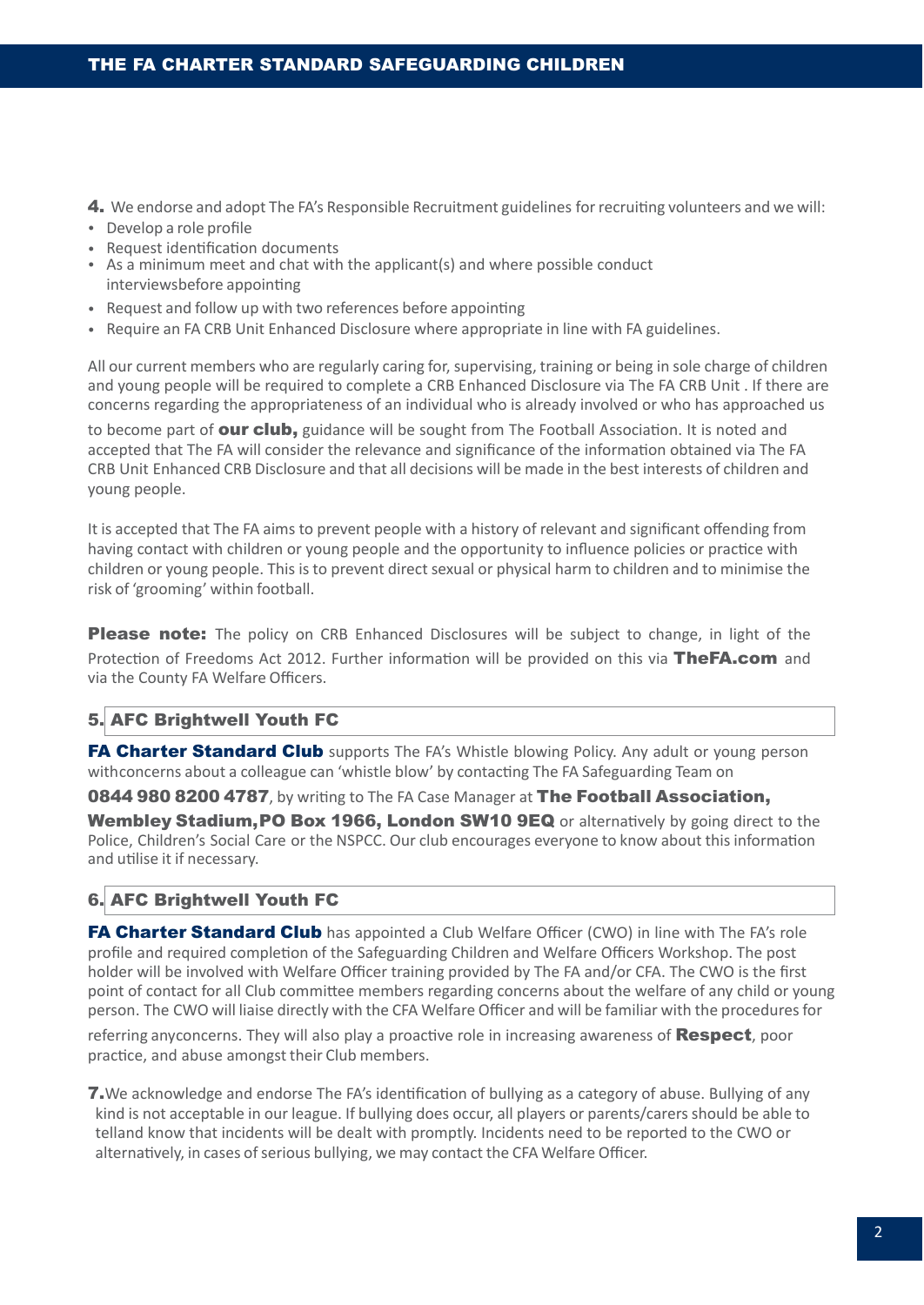**4.** We endorse and adopt The FA's Responsible Recruitment guidelines for recruiting volunteers and we will:

- Develop a role profile
- Request identification documents
- As a minimum meet and chat with the applicant(s) and where possible conduct interviewsbefore appointing
- Request and follow up with two references before appointing
- Require an FA CRB Unit Enhanced Disclosure where appropriate in line with FA guidelines.

All our current members who are regularly caring for, supervising, training or being in sole charge of children and young people will be required to complete a CRB Enhanced Disclosure via The FA CRB Unit . If there are concerns regarding the appropriateness of an individual who is already involved or who has approached us to become part of **our club,** guidance will be sought from The Football Association. It is noted and accepted that The FA will consider the relevance and significance of the information obtained via The FA CRB Unit Enhanced CRB Disclosure and that all decisions will be made in the best interests of children and young people.

It is accepted that The FA aims to prevent people with a history of relevant and significant offending from having contact with children or young people and the opportunity to influence policies or practice with children or young people. This is to prevent direct sexual or physical harm to children and to minimise the risk of 'grooming' within football.

**Please note:** The policy on CRB Enhanced Disclosures will be subject to change, in light of the Protection of Freedoms Act 2012. Further information will be provided on this via **TheFA.com** and via the County FA Welfare Officers.

**5. AFC Brightwell Youth FC**

**FA Charter Standard Club** supports The FA's Whistle blowing Policy. Any adult or young person withconcerns about a colleague can 'whistle blow' by contacting The FA Safeguarding Team on **0844 980 8200 4787**, by writing to The FA Case Manager at **The Football Association, Wembley Stadium,PO Box 1966, London SW10 9EQ** or alternatively by going direct to the Police, Children's Social Care or the NSPCC. Our club encourages everyone to know about this information and utilise it if necessary.

**6. AFC Brightwell Youth FC**

**FA Charter Standard Club** has appointed a Club Welfare Officer (CWO) in line with The FA's role profile and required completion of the Safeguarding Children and Welfare Officers Workshop. The post holder will be involved with Welfare Officer training provided by The FA and/or CFA. The CWO is the first point of contact for all Club committee members regarding concerns about the welfare of any child or young person. The CWO will liaise directly with the CFA Welfare Officer and will be familiar with the procedures for referring anyconcerns. They will also play a proactive role in increasing awareness of **Respect**, poor practice, and abuse amongst their Club members.

**7.** We acknowledge and endorse The FA's identification of bullying as a category of abuse. Bullying of any kind is not acceptable in our league. If bullying does occur, all players or parents/carers should be able to telland know that incidents will be dealt with promptly. Incidents need to be reported to the CWO or alternatively, in cases of serious bullying, we may contact the CFA Welfare Officer.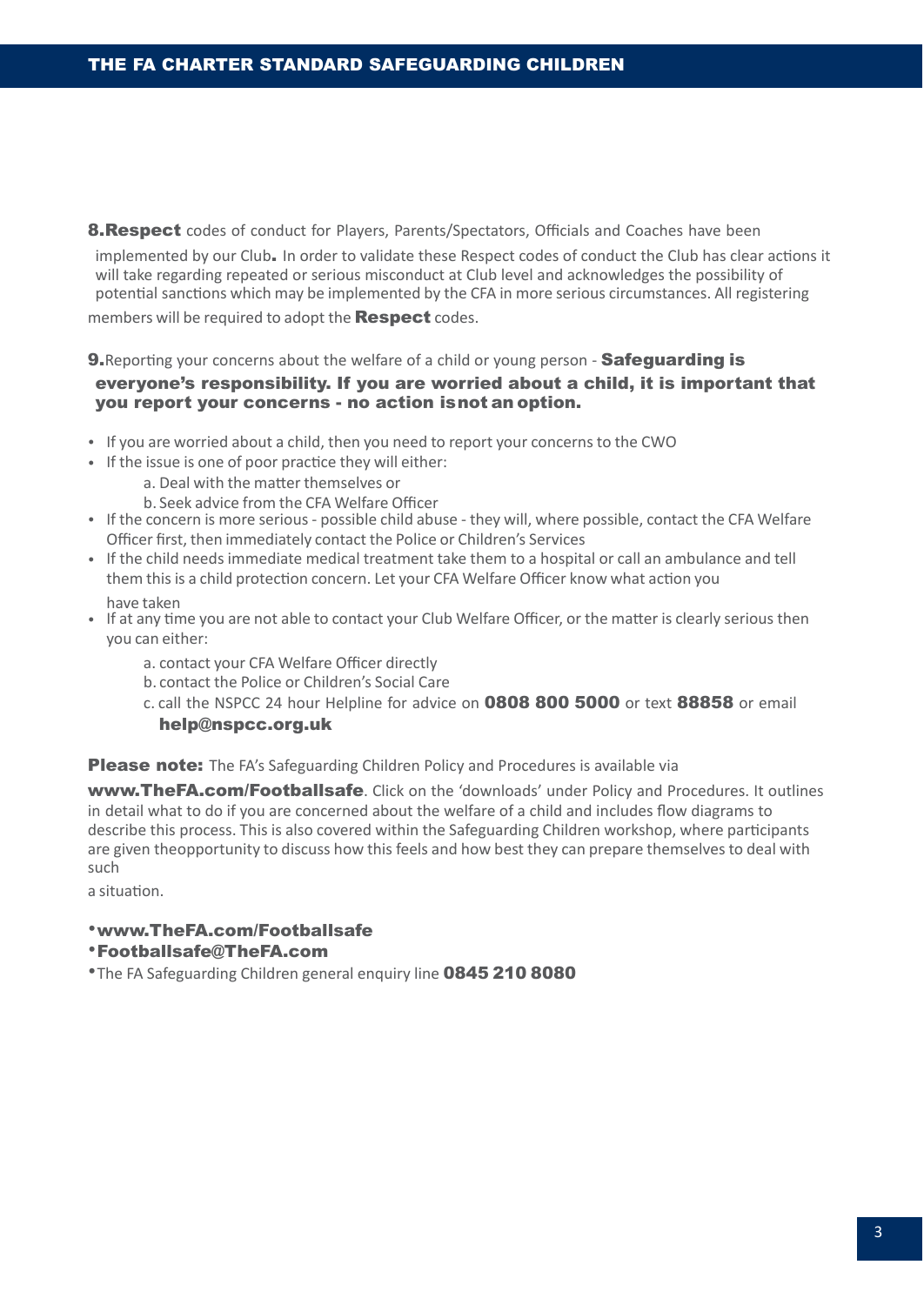**8.Respect** codes of conduct for Players, Parents/Spectators, Officials and Coaches have been implemented by our Club**.** In order to validate these Respect codes of conduct the Club has clear actions it will take regarding repeated or serious misconduct at Club level and acknowledges the possibility of potential sanctions which may be implemented by the CFA in more serious circumstances. All registering members will be required to adopt the **Respect** codes.

**9.**Reporting your concerns about the welfare of a child or young person - **Safeguarding is everyone's responsibility. If you are worried about a child, it is important that you report your concerns - no action is not an option.**

- If you are worried about a child, then you need to report your concerns to the CWO
- If the issue is one of poor practice they will either:
    - a. Deal with the matter themselves or
    - b. Seek advice from the CFA Welfare Officer
- If the concern is more serious - possible child abuse - they will, where possible, contact the CFA Welfare Officer first, then immediately contact the Police or Children's Services
- If the child needs immediate medical treatment take them to a hospital or call an ambulance and tell them this is a child protection concern. Let your CFA Welfare Officer know what action you have taken
- If at any time you are not able to contact your Club Welfare Officer, or the matter is clearly serious then you can either:
    - a. contact your CFA Welfare Officer directly
    - b. contact the Police or Children's Social Care
    - c. call the NSPCC 24 hour Helpline for advice on **0808 800 5000** or text **88858** or email **help@nspcc.org.uk**

**Please note:** The FA's Safeguarding Children Policy and Procedures is available via **www.TheFA.com/Footballsafe**. Click on the 'downloads' under Policy and Procedures. It outlines in detail what to do if you are concerned about the welfare of a child and includes flow diagrams to describe this process. This is also covered within the Safeguarding Children workshop, where participants are given theopportunity to discuss how this feels and how best they can prepare themselves to deal with such a situation.

- **www.TheFA.com/Footballsafe**
- **Footballsafe@TheFA.com**
- The FA Safeguarding Children general enquiry line **0845 210 8080**